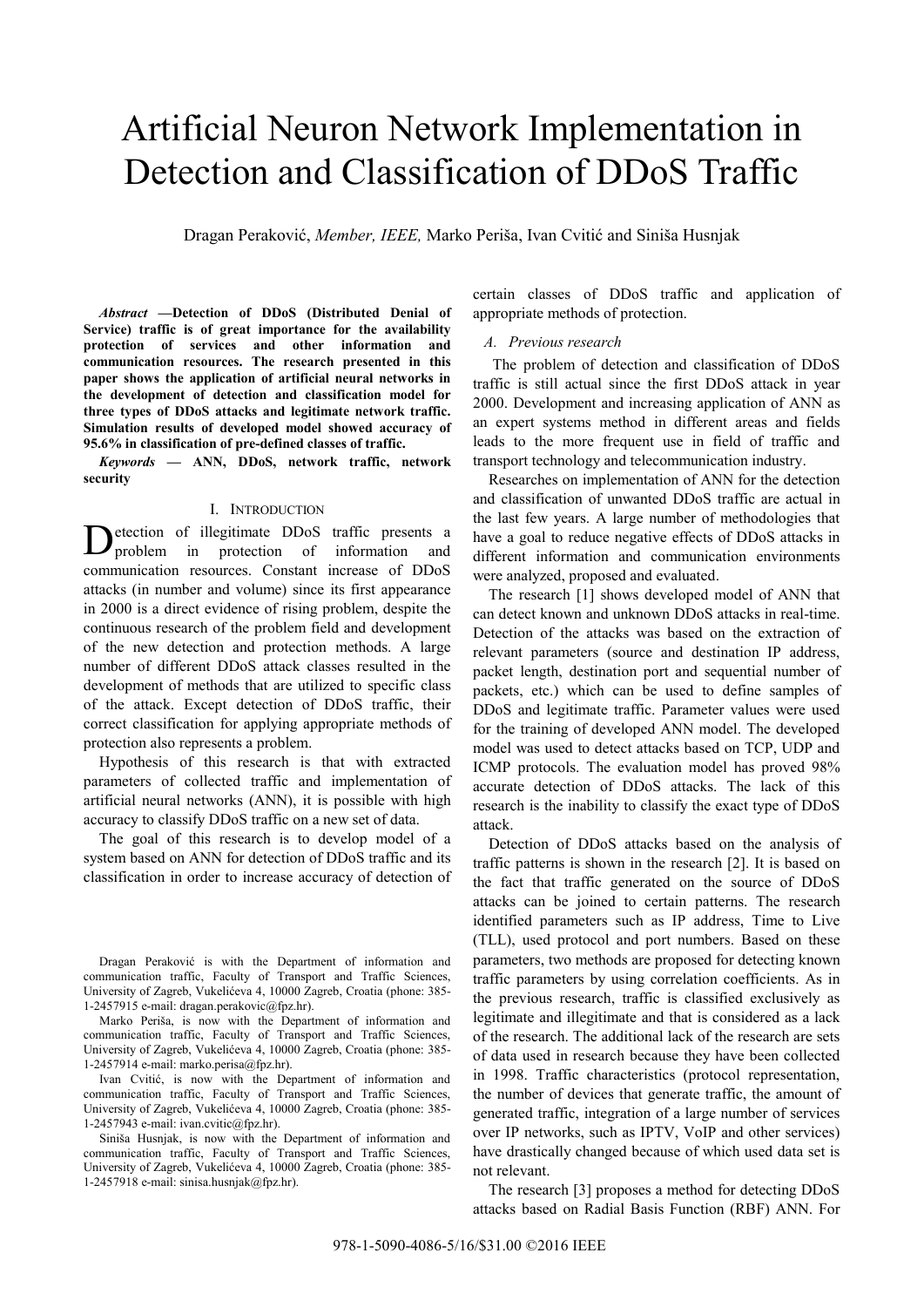# Artificial Neuron Network Implementation in Detection and Classification of DDoS Traffic

Dragan Peraković, *Member, IEEE,* Marko Periša, Ivan Cvitić and Siniša Husnjak

***Abstract* —Detection of DDoS (Distributed Denial of Service) traffic is of great importance for the availability protection of services and other information and communication resources. The research presented in this paper shows the application of artificial neural networks in the development of detection and classification model for three types of DDoS attacks and legitimate network traffic. Simulation results of developed model showed accuracy of 95.6% in classification of pre-defined classes of traffic.**

***Keywords* — ANN, DDoS, network traffic, network security**

## I. Introduction

Detection of illegitimate DDoS traffic presents a problem in protection of information and communication resources. Constant increase of DDoS attacks (in number and volume) since its first appearance in 2000 is a direct evidence of rising problem, despite the continuous research of the problem field and development of the new detection and protection methods. A large number of different DDoS attack classes resulted in the development of methods that are utilized to specific class of the attack. Except detection of DDoS traffic, their correct classification for applying appropriate methods of protection also represents a problem.

Hypothesis of this research is that with extracted parameters of collected traffic and implementation of artificial neural networks (ANN), it is possible with high accuracy to classify DDoS traffic on a new set of data.

The goal of this research is to develop model of a system based on ANN for detection of DDoS traffic and its classification in order to increase accuracy of detection of certain classes of DDoS traffic and application of appropriate methods of protection.

Dragan Peraković is with the Department of information and communication traffic, Faculty of Transport and Traffic Sciences, University of Zagreb, Vukelićeva 4, 10000 Zagreb, Croatia (phone: 385-1-2457915 e-mail: dragan.perakovic@fpz.hr).

Marko Periša, is now with the Department of information and communication traffic, Faculty of Transport and Traffic Sciences, University of Zagreb, Vukelićeva 4, 10000 Zagreb, Croatia (phone: 385-1-2457914 e-mail: marko.perisa@fpz.hr).

Ivan Cvitić, is now with the Department of information and communication traffic, Faculty of Transport and Traffic Sciences, University of Zagreb, Vukelićeva 4, 10000 Zagreb, Croatia (phone: 385-1-2457943 e-mail: ivan.cvitic@fpz.hr).

Siniša Husnjak, is now with the Department of information and communication traffic, Faculty of Transport and Traffic Sciences, University of Zagreb, Vukelićeva 4, 10000 Zagreb, Croatia (phone: 385-1-2457918 e-mail: sinisa.husnjak@fpz.hr).

### A. Previous research

The problem of detection and classification of DDoS traffic is still actual since the first DDoS attack in year 2000. Development and increasing application of ANN as an expert systems method in different areas and fields leads to the more frequent use in field of traffic and transport technology and telecommunication industry.

Researches on implementation of ANN for the detection and classification of unwanted DDoS traffic are actual in the last few years. A large number of methodologies that have a goal to reduce negative effects of DDoS attacks in different information and communication environments were analyzed, proposed and evaluated.

The research [1] shows developed model of ANN that can detect known and unknown DDoS attacks in real-time. Detection of the attacks was based on the extraction of relevant parameters (source and destination IP address, packet length, destination port and sequential number of packets, etc.) which can be used to define samples of DDoS and legitimate traffic. Parameter values were used for the training of developed ANN model. The developed model was used to detect attacks based on TCP, UDP and ICMP protocols. The evaluation model has proved 98% accurate detection of DDoS attacks. The lack of this research is the inability to classify the exact type of DDoS attack.

Detection of DDoS attacks based on the analysis of traffic patterns is shown in the research [2]. It is based on the fact that traffic generated on the source of DDoS attacks can be joined to certain patterns. The research identified parameters such as IP address, Time to Live (TLL), used protocol and port numbers. Based on these parameters, two methods are proposed for detecting known traffic parameters by using correlation coefficients. As in the previous research, traffic is classified exclusively as legitimate and illegitimate and that is considered as a lack of the research. The additional lack of the research are sets of data used in research because they have been collected in 1998. Traffic characteristics (protocol representation, the number of devices that generate traffic, the amount of generated traffic, integration of a large number of services over IP networks, such as IPTV, VoIP and other services) have drastically changed because of which used data set is not relevant.

The research [3] proposes a method for detecting DDoS attacks based on Radial Basis Function (RBF) ANN. For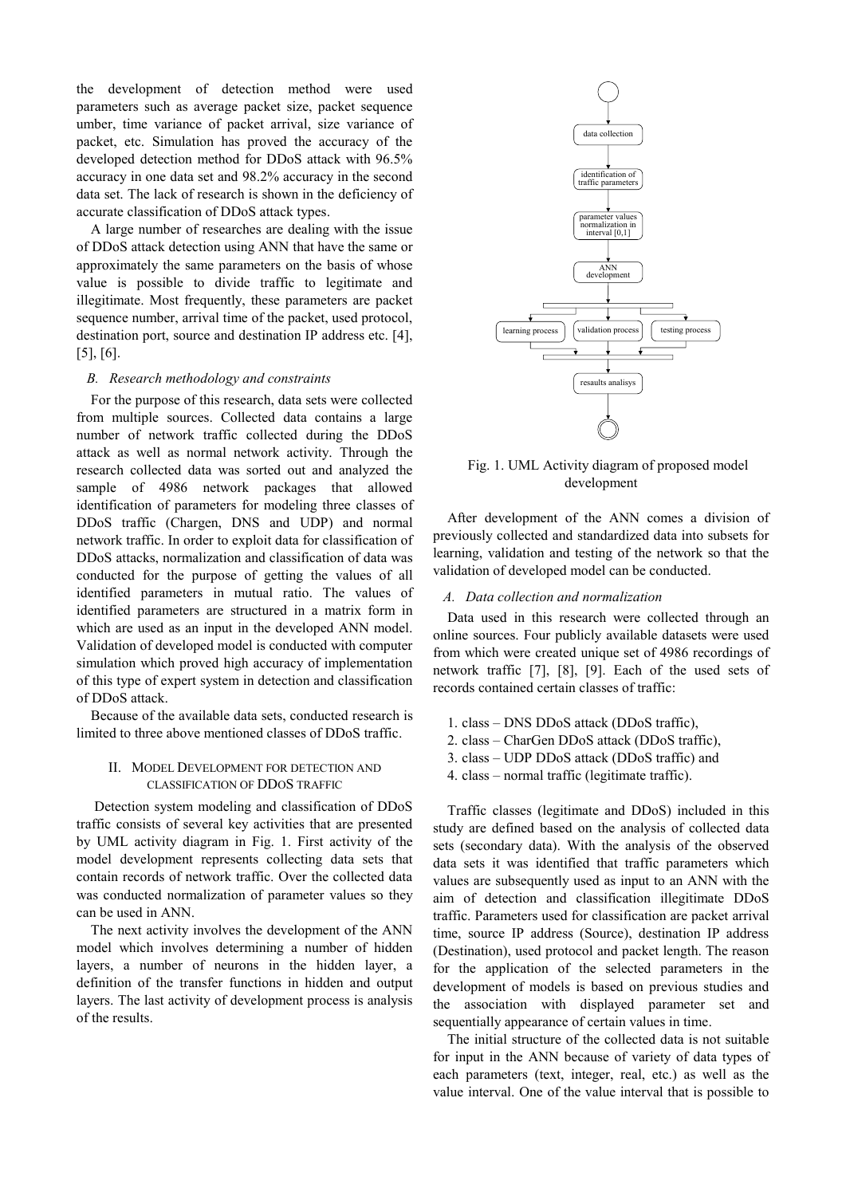the development of detection method were used parameters such as average packet size, packet sequence umber, time variance of packet arrival, size variance of packet, etc. Simulation has proved the accuracy of the developed detection method for DDoS attack with 96.5% accuracy in one data set and 98.2% accuracy in the second data set. The lack of research is shown in the deficiency of accurate classification of DDoS attack types.

A large number of researches are dealing with the issue of DDoS attack detection using ANN that have the same or approximately the same parameters on the basis of whose value is possible to divide traffic to legitimate and illegitimate. Most frequently, these parameters are packet sequence number, arrival time of the packet, used protocol, destination port, source and destination IP address etc. [4], [5], [6].

### *B. Research methodology and constraints*

For the purpose of this research, data sets were collected from multiple sources. Collected data contains a large number of network traffic collected during the DDoS attack as well as normal network activity. Through the research collected data was sorted out and analyzed the sample of 4986 network packages that allowed identification of parameters for modeling three classes of DDoS traffic (Chargen, DNS and UDP) and normal network traffic. In order to exploit data for classification of DDoS attacks, normalization and classification of data was conducted for the purpose of getting the values of all identified parameters in mutual ratio. The values of identified parameters are structured in a matrix form in which are used as an input in the developed ANN model. Validation of developed model is conducted with computer simulation which proved high accuracy of implementation of this type of expert system in detection and classification of DDoS attack.

Because of the available data sets, conducted research is limited to three above mentioned classes of DDoS traffic.

## II. Model Development for detection and classification of DDoS traffic

Detection system modeling and classification of DDoS traffic consists of several key activities that are presented by UML activity diagram in Fig. 1. First activity of the model development represents collecting data sets that contain records of network traffic. Over the collected data was conducted normalization of parameter values so they can be used in ANN.

The next activity involves the development of the ANN model which involves determining a number of hidden layers, a number of neurons in the hidden layer, a definition of the transfer functions in hidden and output layers. The last activity of development process is analysis of the results.

data collection

identification of traffic parameters

parameter values normalization in interval [0,1]

ANN development

learning process

validation process

testing process

resaults analisys

Fig. 1. UML Activity diagram of proposed model development

After development of the ANN comes a division of previously collected and standardized data into subsets for learning, validation and testing of the network so that the validation of developed model can be conducted.

### *A. Data collection and normalization*

Data used in this research were collected through an online sources. Four publicly available datasets were used from which were created unique set of 4986 recordings of network traffic [7], [8], [9]. Each of the used sets of records contained certain classes of traffic:

1. class – DNS DDoS attack (DDoS traffic),
2. class – CharGen DDoS attack (DDoS traffic),
3. class – UDP DDoS attack (DDoS traffic) and
4. class – normal traffic (legitimate traffic).

Traffic classes (legitimate and DDoS) included in this study are defined based on the analysis of collected data sets (secondary data). With the analysis of the observed data sets it was identified that traffic parameters which values are subsequently used as input to an ANN with the aim of detection and classification illegitimate DDoS traffic. Parameters used for classification are packet arrival time, source IP address (Source), destination IP address (Destination), used protocol and packet length. The reason for the application of the selected parameters in the development of models is based on previous studies and the association with displayed parameter set and sequentially appearance of certain values in time.

The initial structure of the collected data is not suitable for input in the ANN because of variety of data types of each parameters (text, integer, real, etc.) as well as the value interval. One of the value interval that is possible to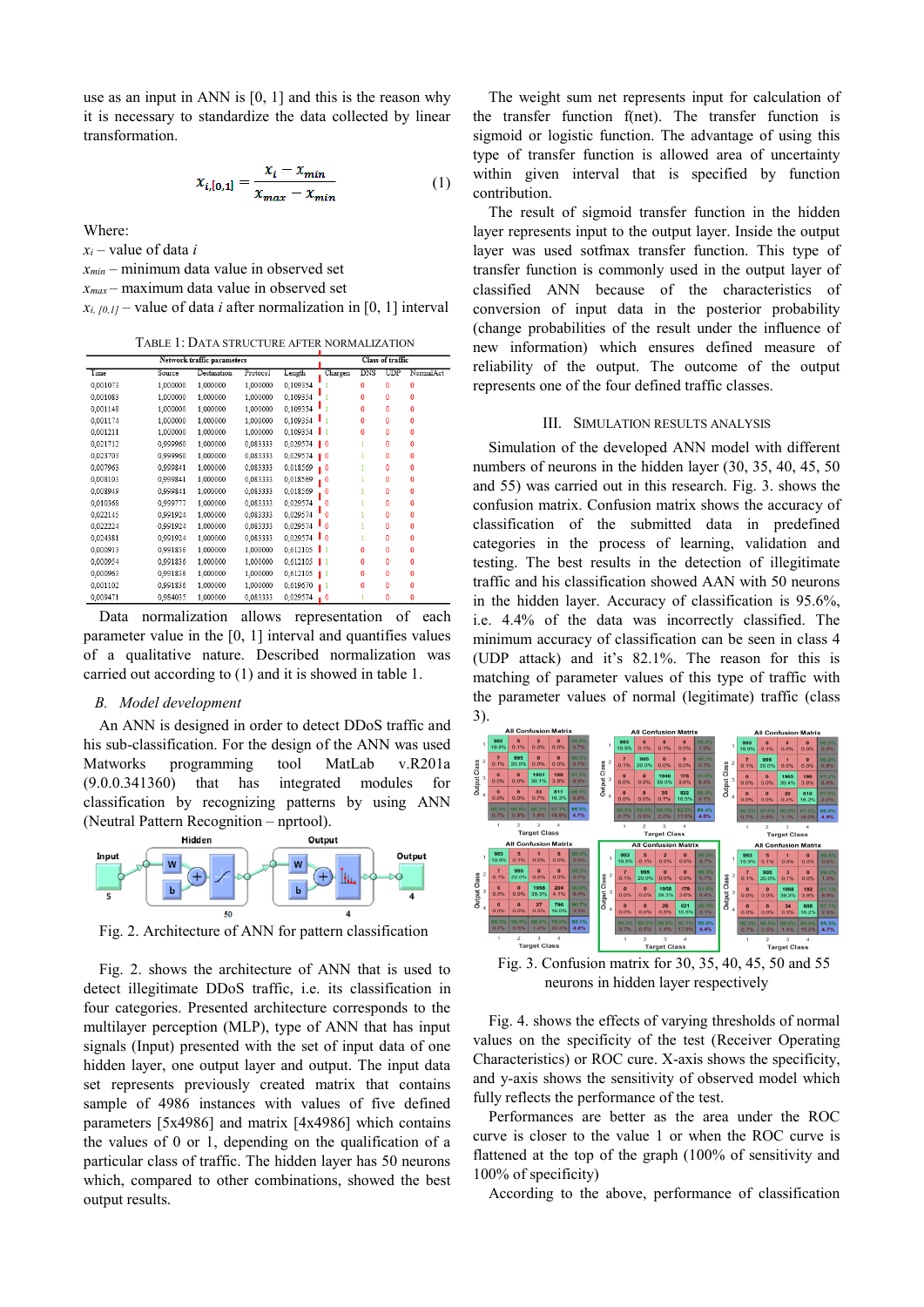use as an input in ANN is [0, 1] and this is the reason why it is necessary to standardize the data collected by linear transformation.

$$x_{i,[0,1]} = \frac{x_i - x_{min}}{x_{max} - x_{min}} \quad (1)$$

Where:

$x_i$ – value of data $i$

$x_{min}$ – minimum data value in observed set

$x_{max}$ – maximum data value in observed set

$x_{i,[0,1]}$ – value of data $i$ after normalization in [0, 1] interval

TABLE 1: DATA STRUCTURE AFTER NORMALIZATION

| Network traffic parameters | | | | | Class of traffic | | | |
|---|---|---|---|---|---|---|---|---|
| Time | Source | Destination | Protocol | Length | Chargen | DNS | UDP | NormalAct |
| 0,001073 | 1,000000 | 1,000000 | 1,000000 | 0,109354 | 1 | 0 | 0 | 0 |
| 0,001083 | 1,000000 | 1,000000 | 1,000000 | 0,109354 | 1 | 0 | 0 | 0 |
| 0,001148 | 1,000000 | 1,000000 | 1,000000 | 0,109354 | 1 | 0 | 0 | 0 |
| 0,001174 | 1,000000 | 1,000000 | 1,000000 | 0,109354 | 1 | 0 | 0 | 0 |
| 0,001211 | 1,000000 | 1,000000 | 1,000000 | 0,109354 | 1 | 0 | 0 | 0 |
| 0,021712 | 0,999960 | 1,000000 | 0,083333 | 0,029574 | 0 | 1 | 0 | 0 |
| 0,023703 | 0,999960 | 1,000000 | 0,083333 | 0,029574 | 0 | 1 | 0 | 0 |
| 0,007963 | 0,999841 | 1,000000 | 0,083333 | 0,018569 | 0 | 1 | 0 | 0 |
| 0,008103 | 0,999841 | 1,000000 | 0,083333 | 0,018569 | 0 | 1 | 0 | 0 |
| 0,008949 | 0,999841 | 1,000000 | 0,083333 | 0,018569 | 0 | 1 | 0 | 0 |
| 0,010368 | 0,999777 | 1,000000 | 0,083333 | 0,029574 | 0 | 1 | 0 | 0 |
| 0,022145 | 0,991924 | 1,000000 | 0,083333 | 0,029574 | 0 | 1 | 0 | 0 |
| 0,022224 | 0,991924 | 1,000000 | 0,083333 | 0,029574 | 0 | 1 | 0 | 0 |
| 0,024381 | 0,991924 | 1,000000 | 0,083333 | 0,029574 | 0 | 1 | 0 | 0 |
| 0,000913 | 0,991836 | 1,000000 | 1,000000 | 0,612105 | 1 | 0 | 0 | 0 |
| 0,000954 | 0,991836 | 1,000000 | 1,000000 | 0,612105 | 1 | 0 | 0 | 0 |
| 0,000963 | 0,991836 | 1,000000 | 1,000000 | 0,612105 | 1 | 0 | 0 | 0 |
| 0,001102 | 0,991836 | 1,000000 | 1,000000 | 0,619670 | 1 | 0 | 0 | 0 |
| 0,009471 | 0,984035 | 1,000000 | 0,083333 | 0,029574 | 0 | 1 | 0 | 0 |

Data normalization allows representation of each parameter value in the [0, 1] interval and quantifies values of a qualitative nature. Described normalization was carried out according to (1) and it is showed in table 1.

### *B. Model development*

An ANN is designed in order to detect DDoS traffic and his sub-classification. For the design of the ANN was used Matworks programming tool MatLab v.R201a (9.0.0.341360) that has integrated modules for classification by recognizing patterns by using ANN (Neutral Pattern Recognition – nprtool).

Fig. 2. Architecture of ANN for pattern classification

Fig. 2. shows the architecture of ANN that is used to detect illegitimate DDoS traffic, i.e. its classification in four categories. Presented architecture corresponds to the multilayer perception (MLP), type of ANN that has input signals (Input) presented with the set of input data of one hidden layer, one output layer and output. The input data set represents previously created matrix that contains sample of 4986 instances with values of five defined parameters [5x4986] and matrix [4x4986] which contains the values of 0 or 1, depending on the qualification of a particular class of traffic. The hidden layer has 50 neurons which, compared to other combinations, showed the best output results.

The weight sum net represents input for calculation of the transfer function f(net). The transfer function is sigmoid or logistic function. The advantage of using this type of transfer function is allowed area of uncertainty within given interval that is specified by function contribution.

The result of sigmoid transfer function in the hidden layer represents input to the output layer. Inside the output layer was used sotfmax transfer function. This type of transfer function is commonly used in the output layer of classified ANN because of the characteristics of conversion of input data in the posterior probability (change probabilities of the result under the influence of new information) which ensures defined measure of reliability of the output. The outcome of the output represents one of the four defined traffic classes.

## III. SIMULATION RESULTS ANALYSIS

Simulation of the developed ANN model with different numbers of neurons in the hidden layer (30, 35, 40, 45, 50 and 55) was carried out in this research. Fig. 3. shows the confusion matrix. Confusion matrix shows the accuracy of classification of the submitted data in predefined categories in the process of learning, validation and testing. The best results in the detection of illegitimate traffic and his classification showed AAN with 50 neurons in the hidden layer. Accuracy of classification is 95.6%, i.e. 4.4% of the data was incorrectly classified. The minimum accuracy of classification can be seen in class 4 (UDP attack) and it's 82.1%. The reason for this is matching of parameter values of this type of traffic with the parameter values of normal (legitimate) traffic (class 3).

Fig. 3. Confusion matrix for 30, 35, 40, 45, 50 and 55 neurons in hidden layer respectively

Fig. 4. shows the effects of varying thresholds of normal values on the specificity of the test (Receiver Operating Characteristics) or ROC cure. X-axis shows the specificity, and y-axis shows the sensitivity of observed model which fully reflects the performance of the test.

Performances are better as the area under the ROC curve is closer to the value 1 or when the ROC curve is flattened at the top of the graph (100% of sensitivity and 100% of specificity).

According to the above, performance of classification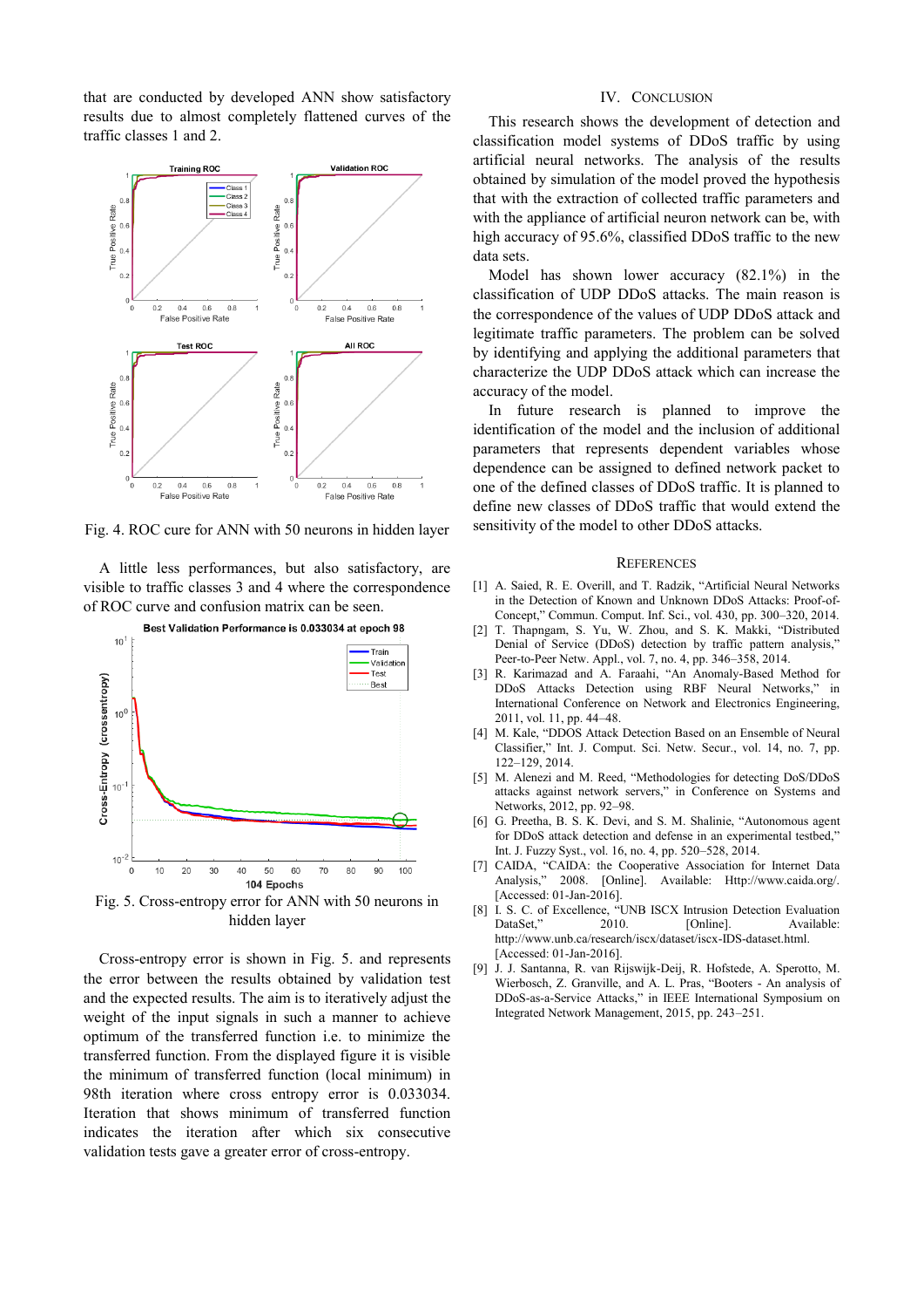that are conducted by developed ANN show satisfactory results due to almost completely flattened curves of the traffic classes 1 and 2.

Training ROC

Validation ROC

Test ROC

All ROC

Class 1
Class 2
Class 3
Class 4

True Positive Rate

False Positive Rate

0
0.2
0.4
0.6
0.8
1

Fig. 4. ROC cure for ANN with 50 neurons in hidden layer

A little less performances, but also satisfactory, are visible to traffic classes 3 and 4 where the correspondence of ROC curve and confusion matrix can be seen.

Best Validation Performance is 0.033034 at epoch 98

Train
Validation
Test
Best

Cross-Entropy (crossentropy)

$10^{1}$
$10^{0}$
$10^{-1}$
$10^{-2}$

0 10 20 30 40 50 60 70 80 90 100

104 Epochs

Fig. 5. Cross-entropy error for ANN with 50 neurons in hidden layer

Cross-entropy error is shown in Fig. 5. and represents the error between the results obtained by validation test and the expected results. The aim is to iteratively adjust the weight of the input signals in such a manner to achieve optimum of the transferred function i.e. to minimize the transferred function. From the displayed figure it is visible the minimum of transferred function (local minimum) in 98th iteration where cross entropy error is 0.033034. Iteration that shows minimum of transferred function indicates the iteration after which six consecutive validation tests gave a greater error of cross-entropy.

## IV. Conclusion

This research shows the development of detection and classification model systems of DDoS traffic by using artificial neural networks. The analysis of the results obtained by simulation of the model proved the hypothesis that with the extraction of collected traffic parameters and with the appliance of artificial neuron network can be, with high accuracy of 95.6%, classified DDoS traffic to the new data sets.

Model has shown lower accuracy (82.1%) in the classification of UDP DDoS attacks. The main reason is the correspondence of the values of UDP DDoS attack and legitimate traffic parameters. The problem can be solved by identifying and applying the additional parameters that characterize the UDP DDoS attack which can increase the accuracy of the model.

In future research is planned to improve the identification of the model and the inclusion of additional parameters that represents dependent variables whose dependence can be assigned to defined network packet to one of the defined classes of DDoS traffic. It is planned to define new classes of DDoS traffic that would extend the sensitivity of the model to other DDoS attacks.

## References

[1] A. Saied, R. E. Overill, and T. Radzik, "Artificial Neural Networks in the Detection of Known and Unknown DDoS Attacks: Proof-of-Concept," Commun. Comput. Inf. Sci., vol. 430, pp. 300–320, 2014.

[2] T. Thapngam, S. Yu, W. Zhou, and S. K. Makki, "Distributed Denial of Service (DDoS) detection by traffic pattern analysis," Peer-to-Peer Netw. Appl., vol. 7, no. 4, pp. 346–358, 2014.

[3] R. Karimazad and A. Faraahi, "An Anomaly-Based Method for DDoS Attacks Detection using RBF Neural Networks," in International Conference on Network and Electronics Engineering, 2011, vol. 11, pp. 44–48.

[4] M. Kale, "DDOS Attack Detection Based on an Ensemble of Neural Classifier," Int. J. Comput. Sci. Netw. Secur., vol. 14, no. 7, pp. 122–129, 2014.

[5] M. Alenezi and M. Reed, "Methodologies for detecting DoS/DDoS attacks against network servers," in Conference on Systems and Networks, 2012, pp. 92–98.

[6] G. Preetha, B. S. K. Devi, and S. M. Shalinie, "Autonomous agent for DDoS attack detection and defense in an experimental testbed," Int. J. Fuzzy Syst., vol. 16, no. 4, pp. 520–528, 2014.

[7] CAIDA, "CAIDA: the Cooperative Association for Internet Data Analysis," 2008. [Online]. Available: Http://www.caida.org/. [Accessed: 01-Jan-2016].

[8] I. S. C. of Excellence, "UNB ISCX Intrusion Detection Evaluation DataSet," 2010. [Online]. Available: http://www.unb.ca/research/iscx/dataset/iscx-IDS-dataset.html. [Accessed: 01-Jan-2016].

[9] J. J. Santanna, R. van Rijswijk-Deij, R. Hofstede, A. Sperotto, M. Wierbosch, Z. Granville, and A. L. Pras, "Booters - An analysis of DDoS-as-a-Service Attacks," in IEEE International Symposium on Integrated Network Management, 2015, pp. 243–251.